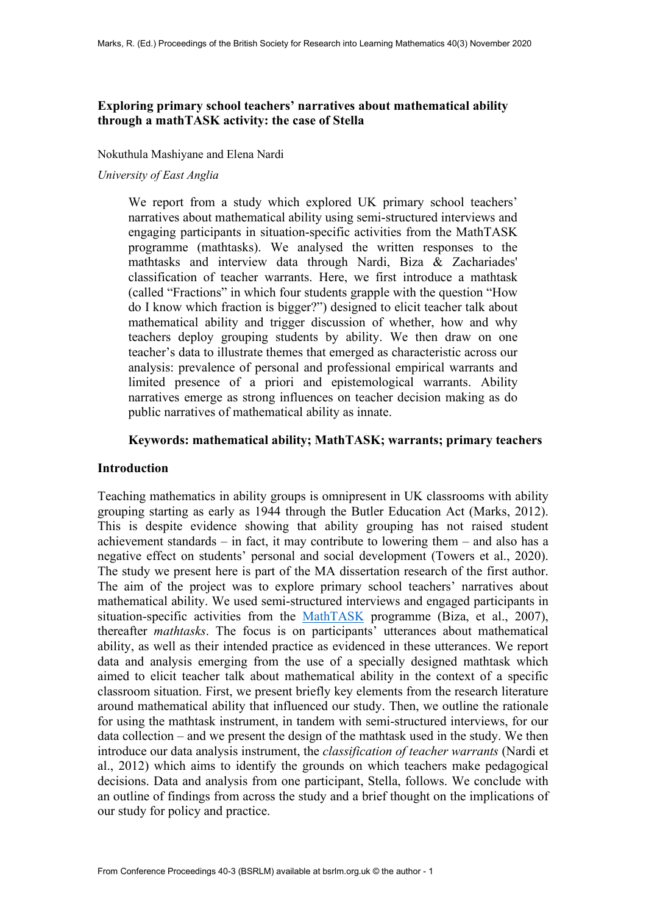# Exploring primary school teachers' narratives about mathematical ability through a mathTASK activity: the case of Stella

Nokuthula Mashiyane and Elena Nardi

*University of East Anglia*

> We report from a study which explored UK primary school teachers' narratives about mathematical ability using semi-structured interviews and engaging participants in situation-specific activities from the MathTASK programme (mathtasks). We analysed the written responses to the mathtasks and interview data through Nardi, Biza & Zachariades' classification of teacher warrants. Here, we first introduce a mathtask (called "Fractions" in which four students grapple with the question "How do I know which fraction is bigger?") designed to elicit teacher talk about mathematical ability and trigger discussion of whether, how and why teachers deploy grouping students by ability. We then draw on one teacher's data to illustrate themes that emerged as characteristic across our analysis: prevalence of personal and professional empirical warrants and limited presence of a priori and epistemological warrants. Ability narratives emerge as strong influences on teacher decision making as do public narratives of mathematical ability as innate.

**Keywords: mathematical ability; MathTASK; warrants; primary teachers**

## Introduction

Teaching mathematics in ability groups is omnipresent in UK classrooms with ability grouping starting as early as 1944 through the Butler Education Act (Marks, 2012). This is despite evidence showing that ability grouping has not raised student achievement standards – in fact, it may contribute to lowering them – and also has a negative effect on students' personal and social development (Towers et al., 2020). The study we present here is part of the MA dissertation research of the first author. The aim of the project was to explore primary school teachers' narratives about mathematical ability. We used semi-structured interviews and engaged participants in situation-specific activities from the MathTASK programme (Biza, et al., 2007), thereafter *mathtasks*. The focus is on participants' utterances about mathematical ability, as well as their intended practice as evidenced in these utterances. We report data and analysis emerging from the use of a specially designed mathtask which aimed to elicit teacher talk about mathematical ability in the context of a specific classroom situation. First, we present briefly key elements from the research literature around mathematical ability that influenced our study. Then, we outline the rationale for using the mathtask instrument, in tandem with semi-structured interviews, for our data collection – and we present the design of the mathtask used in the study. We then introduce our data analysis instrument, the *classification of teacher warrants* (Nardi et al., 2012) which aims to identify the grounds on which teachers make pedagogical decisions. Data and analysis from one participant, Stella, follows. We conclude with an outline of findings from across the study and a brief thought on the implications of our study for policy and practice.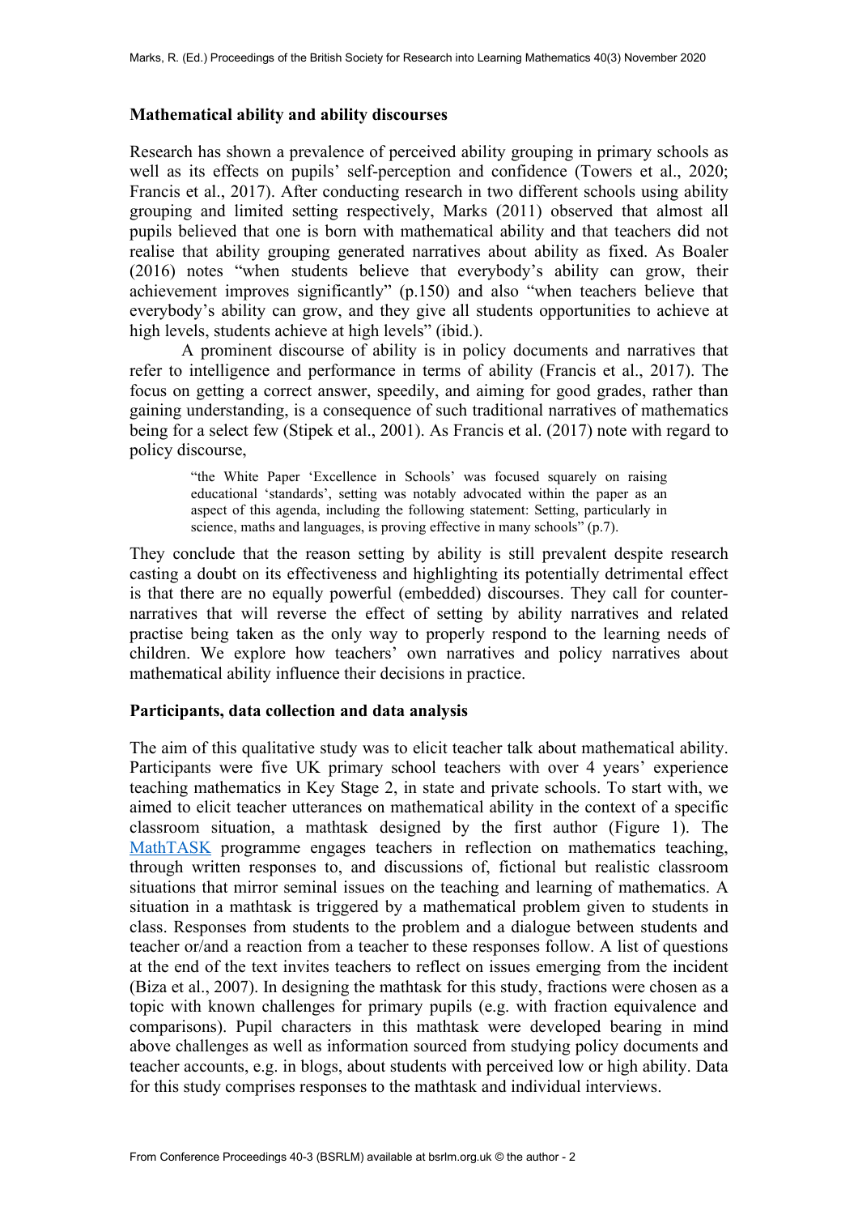### Mathematical ability and ability discourses

Research has shown a prevalence of perceived ability grouping in primary schools as well as its effects on pupils' self-perception and confidence (Towers et al., 2020; Francis et al., 2017). After conducting research in two different schools using ability grouping and limited setting respectively, Marks (2011) observed that almost all pupils believed that one is born with mathematical ability and that teachers did not realise that ability grouping generated narratives about ability as fixed. As Boaler (2016) notes "when students believe that everybody's ability can grow, their achievement improves significantly" (p.150) and also "when teachers believe that everybody's ability can grow, and they give all students opportunities to achieve at high levels, students achieve at high levels" (ibid.).

A prominent discourse of ability is in policy documents and narratives that refer to intelligence and performance in terms of ability (Francis et al., 2017). The focus on getting a correct answer, speedily, and aiming for good grades, rather than gaining understanding, is a consequence of such traditional narratives of mathematics being for a select few (Stipek et al., 2001). As Francis et al. (2017) note with regard to policy discourse,

> "the White Paper 'Excellence in Schools' was focused squarely on raising educational 'standards', setting was notably advocated within the paper as an aspect of this agenda, including the following statement: Setting, particularly in science, maths and languages, is proving effective in many schools" (p.7).

They conclude that the reason setting by ability is still prevalent despite research casting a doubt on its effectiveness and highlighting its potentially detrimental effect is that there are no equally powerful (embedded) discourses. They call for counter-narratives that will reverse the effect of setting by ability narratives and related practise being taken as the only way to properly respond to the learning needs of children. We explore how teachers' own narratives and policy narratives about mathematical ability influence their decisions in practice.

### Participants, data collection and data analysis

The aim of this qualitative study was to elicit teacher talk about mathematical ability. Participants were five UK primary school teachers with over 4 years' experience teaching mathematics in Key Stage 2, in state and private schools. To start with, we aimed to elicit teacher utterances on mathematical ability in the context of a specific classroom situation, a mathtask designed by the first author (Figure 1). The MathTASK programme engages teachers in reflection on mathematics teaching, through written responses to, and discussions of, fictional but realistic classroom situations that mirror seminal issues on the teaching and learning of mathematics. A situation in a mathtask is triggered by a mathematical problem given to students in class. Responses from students to the problem and a dialogue between students and teacher or/and a reaction from a teacher to these responses follow. A list of questions at the end of the text invites teachers to reflect on issues emerging from the incident (Biza et al., 2007). In designing the mathtask for this study, fractions were chosen as a topic with known challenges for primary pupils (e.g. with fraction equivalence and comparisons). Pupil characters in this mathtask were developed bearing in mind above challenges as well as information sourced from studying policy documents and teacher accounts, e.g. in blogs, about students with perceived low or high ability. Data for this study comprises responses to the mathtask and individual interviews.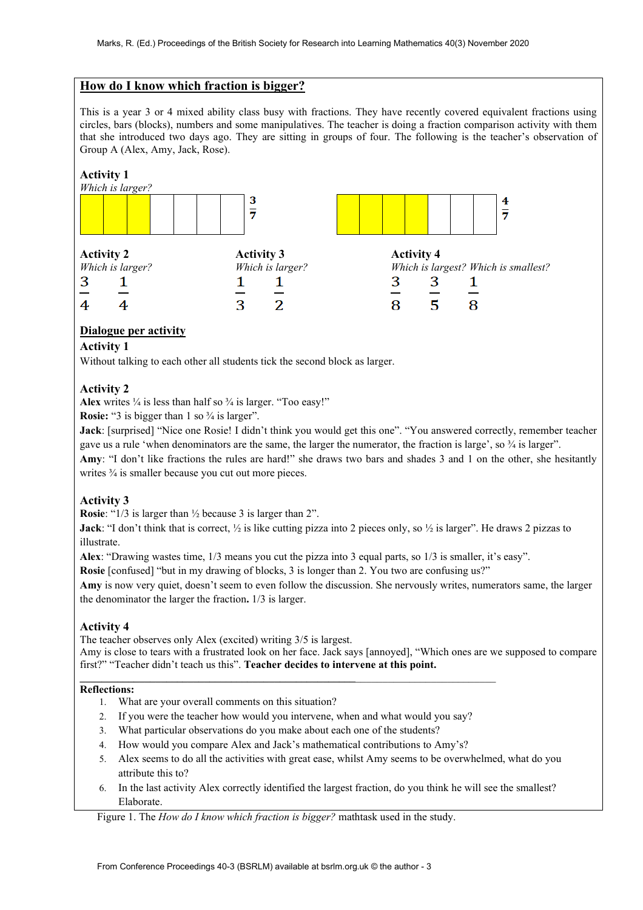## How do I know which fraction is bigger?

This is a year 3 or 4 mixed ability class busy with fractions. They have recently covered equivalent fractions using circles, bars (blocks), numbers and some manipulatives. The teacher is doing a fraction comparison activity with them that she introduced two days ago. They are sitting in groups of four. The following is the teacher's observation of Group A (Alex, Amy, Jack, Rose).

### Activity 1

*Which is larger?*

$\frac{3}{7}$ $\frac{4}{7}$

### Activity 2

*Which is larger?*

$\frac{3}{4}$ $\frac{1}{4}$

### Activity 3

*Which is larger?*

$\frac{1}{3}$ $\frac{1}{2}$

### Activity 4

*Which is largest? Which is smallest?*

$\frac{3}{8}$ $\frac{3}{5}$ $\frac{1}{8}$

### Dialogue per activity

**Activity 1**

Without talking to each other all students tick the second block as larger.

**Activity 2**

**Alex** writes ¼ is less than half so ¾ is larger. "Too easy!"

**Rosie:** "3 is bigger than 1 so ¾ is larger".

**Jack**: [surprised] "Nice one Rosie! I didn't think you would get this one". "You answered correctly, remember teacher gave us a rule 'when denominators are the same, the larger the numerator, the fraction is large', so ¾ is larger".

**Amy**: "I don't like fractions the rules are hard!" she draws two bars and shades 3 and 1 on the other, she hesitantly writes ¾ is smaller because you cut out more pieces.

**Activity 3**

**Rosie**: "1/3 is larger than ½ because 3 is larger than 2".

**Jack**: "I don't think that is correct, ½ is like cutting pizza into 2 pieces only, so ½ is larger". He draws 2 pizzas to illustrate.

**Alex**: "Drawing wastes time, 1/3 means you cut the pizza into 3 equal parts, so 1/3 is smaller, it's easy".

**Rosie** [confused] "but in my drawing of blocks, 3 is longer than 2. You two are confusing us?"

**Amy** is now very quiet, doesn't seem to even follow the discussion. She nervously writes, numerators same, the larger the denominator the larger the fraction**.** 1/3 is larger.

**Activity 4**

The teacher observes only Alex (excited) writing 3/5 is largest.

Amy is close to tears with a frustrated look on her face. Jack says [annoyed], "Which ones are we supposed to compare first?" "Teacher didn't teach us this". **Teacher decides to intervene at this point.**

**Reflections:**

1. What are your overall comments on this situation?
2. If you were the teacher how would you intervene, when and what would you say?
3. What particular observations do you make about each one of the students?
4. How would you compare Alex and Jack's mathematical contributions to Amy's?
5. Alex seems to do all the activities with great ease, whilst Amy seems to be overwhelmed, what do you attribute this to?
6. In the last activity Alex correctly identified the largest fraction, do you think he will see the smallest? Elaborate.

Figure 1. The *How do I know which fraction is bigger?* mathtask used in the study.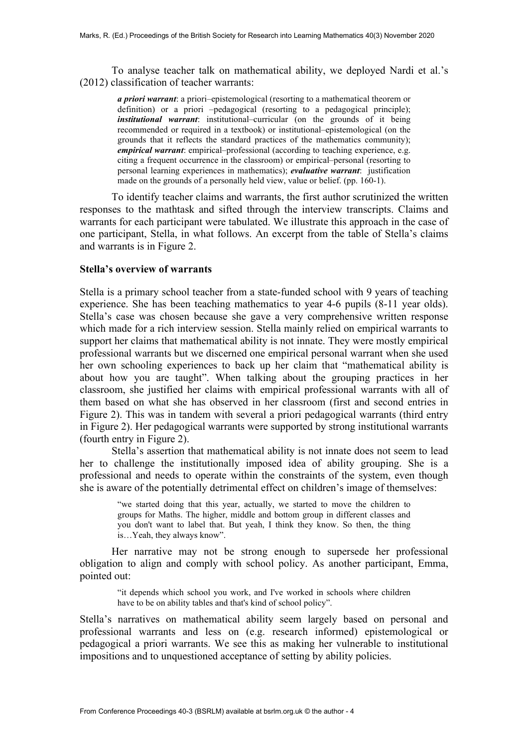To analyse teacher talk on mathematical ability, we deployed Nardi et al.'s (2012) classification of teacher warrants:

> ***a priori warrant***: a priori–epistemological (resorting to a mathematical theorem or definition) or a priori –pedagogical (resorting to a pedagogical principle); ***institutional warrant***: institutional–curricular (on the grounds of it being recommended or required in a textbook) or institutional–epistemological (on the grounds that it reflects the standard practices of the mathematics community); ***empirical warrant***: empirical–professional (according to teaching experience, e.g. citing a frequent occurrence in the classroom) or empirical–personal (resorting to personal learning experiences in mathematics); ***evaluative warrant***: justification made on the grounds of a personally held view, value or belief. (pp. 160-1).

To identify teacher claims and warrants, the first author scrutinized the written responses to the mathtask and sifted through the interview transcripts. Claims and warrants for each participant were tabulated. We illustrate this approach in the case of one participant, Stella, in what follows. An excerpt from the table of Stella's claims and warrants is in Figure 2.

### Stella's overview of warrants

Stella is a primary school teacher from a state-funded school with 9 years of teaching experience. She has been teaching mathematics to year 4-6 pupils (8-11 year olds). Stella's case was chosen because she gave a very comprehensive written response which made for a rich interview session. Stella mainly relied on empirical warrants to support her claims that mathematical ability is not innate. They were mostly empirical professional warrants but we discerned one empirical personal warrant when she used her own schooling experiences to back up her claim that "mathematical ability is about how you are taught". When talking about the grouping practices in her classroom, she justified her claims with empirical professional warrants with all of them based on what she has observed in her classroom (first and second entries in Figure 2). This was in tandem with several a priori pedagogical warrants (third entry in Figure 2). Her pedagogical warrants were supported by strong institutional warrants (fourth entry in Figure 2).

Stella's assertion that mathematical ability is not innate does not seem to lead her to challenge the institutionally imposed idea of ability grouping. She is a professional and needs to operate within the constraints of the system, even though she is aware of the potentially detrimental effect on children's image of themselves:

> "we started doing that this year, actually, we started to move the children to groups for Maths. The higher, middle and bottom group in different classes and you don't want to label that. But yeah, I think they know. So then, the thing is…Yeah, they always know".

Her narrative may not be strong enough to supersede her professional obligation to align and comply with school policy. As another participant, Emma, pointed out:

> "it depends which school you work, and I've worked in schools where children have to be on ability tables and that's kind of school policy".

Stella's narratives on mathematical ability seem largely based on personal and professional warrants and less on (e.g. research informed) epistemological or pedagogical a priori warrants. We see this as making her vulnerable to institutional impositions and to unquestioned acceptance of setting by ability policies.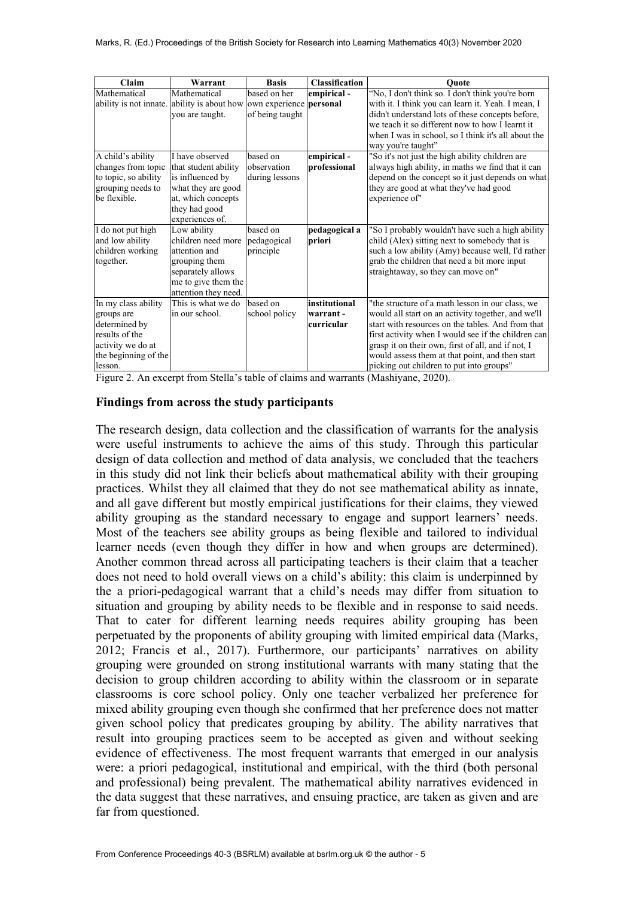| Claim | Warrant | Basis | Classification | Quote |
|---|---|---|---|---|
| Mathematical ability is not innate. | Mathematical ability is about how you are taught. | based on her own experience of being taught | **empirical - personal** | "No, I don't think so. I don't think you're born with it. I think you can learn it. Yeah. I mean, I didn't understand lots of these concepts before, we teach it so different now to how I learnt it when I was in school, so I think it's all about the way you're taught" |
| A child's ability changes from topic to topic, so ability grouping needs to be flexible. | I have observed that student ability is influenced by what they are good at, which concepts they had good experiences of. | based on observation during lessons | **empirical - professional** | "So it's not just the high ability children are always high ability, in maths we find that it can depend on the concept so it just depends on what they are good at what they've had good experience of" |
| I do not put high and low ability children working together. | Low ability children need more attention and grouping them separately allows me to give them the attention they need. | based on pedagogical principle | **pedagogical a priori** | "So I probably wouldn't have such a high ability child (Alex) sitting next to somebody that is such a low ability (Amy) because well, I'd rather grab the children that need a bit more input straightaway, so they can move on" |
| In my class ability groups are determined by results of the activity we do at the beginning of the lesson. | This is what we do in our school. | based on school policy | **institutional warrant - curricular** | "the structure of a math lesson in our class, we would all start on an activity together, and we'll start with resources on the tables. And from that first activity when I would see if the children can grasp it on their own, first of all, and if not, I would assess them at that point, and then start picking out children to put into groups" |

Figure 2. An excerpt from Stella's table of claims and warrants (Mashiyane, 2020).

## Findings from across the study participants

The research design, data collection and the classification of warrants for the analysis were useful instruments to achieve the aims of this study. Through this particular design of data collection and method of data analysis, we concluded that the teachers in this study did not link their beliefs about mathematical ability with their grouping practices. Whilst they all claimed that they do not see mathematical ability as innate, and all gave different but mostly empirical justifications for their claims, they viewed ability grouping as the standard necessary to engage and support learners' needs. Most of the teachers see ability groups as being flexible and tailored to individual learner needs (even though they differ in how and when groups are determined). Another common thread across all participating teachers is their claim that a teacher does not need to hold overall views on a child's ability: this claim is underpinned by the a priori-pedagogical warrant that a child's needs may differ from situation to situation and grouping by ability needs to be flexible and in response to said needs. That to cater for different learning needs requires ability grouping has been perpetuated by the proponents of ability grouping with limited empirical data (Marks, 2012; Francis et al., 2017). Furthermore, our participants' narratives on ability grouping were grounded on strong institutional warrants with many stating that the decision to group children according to ability within the classroom or in separate classrooms is core school policy. Only one teacher verbalized her preference for mixed ability grouping even though she confirmed that her preference does not matter given school policy that predicates grouping by ability. The ability narratives that result into grouping practices seem to be accepted as given and without seeking evidence of effectiveness. The most frequent warrants that emerged in our analysis were: a priori pedagogical, institutional and empirical, with the third (both personal and professional) being prevalent. The mathematical ability narratives evidenced in the data suggest that these narratives, and ensuing practice, are taken as given and are far from questioned.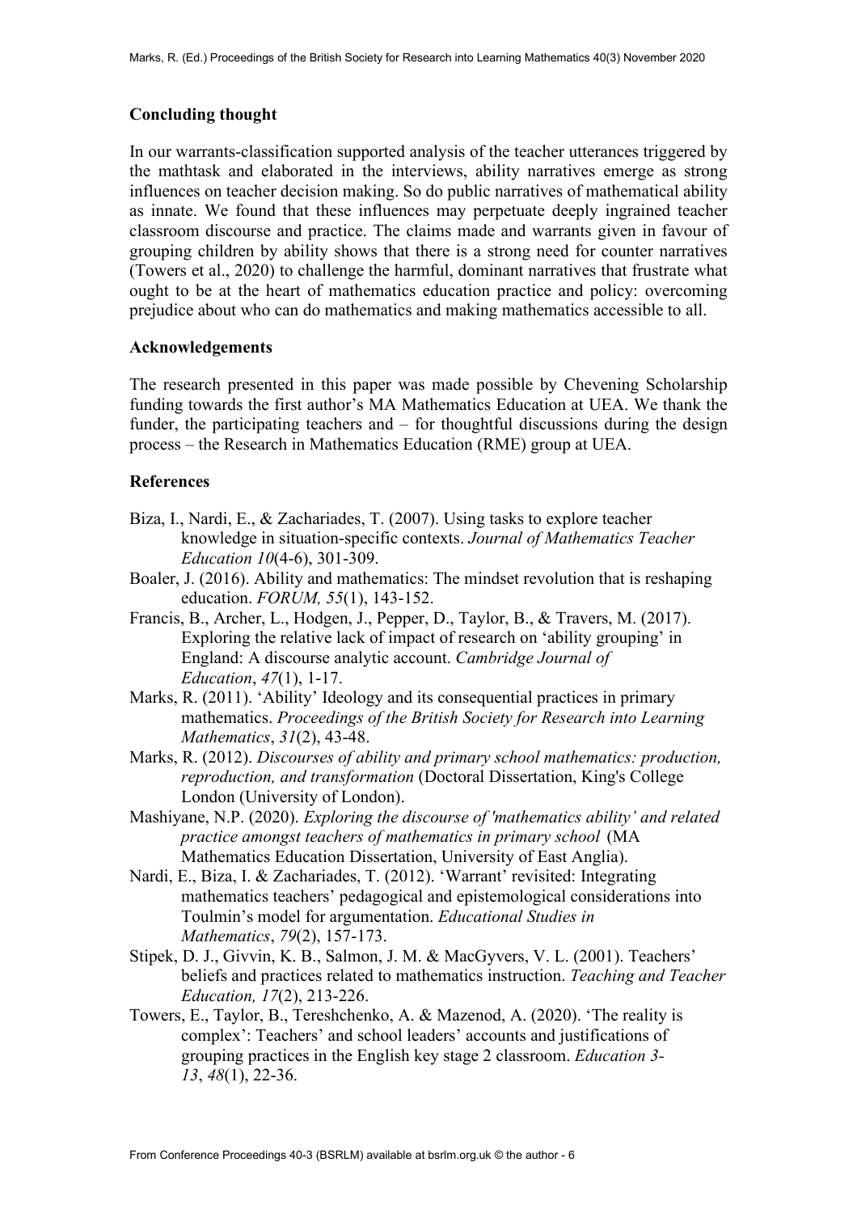## Concluding thought

In our warrants-classification supported analysis of the teacher utterances triggered by the mathtask and elaborated in the interviews, ability narratives emerge as strong influences on teacher decision making. So do public narratives of mathematical ability as innate. We found that these influences may perpetuate deeply ingrained teacher classroom discourse and practice. The claims made and warrants given in favour of grouping children by ability shows that there is a strong need for counter narratives (Towers et al., 2020) to challenge the harmful, dominant narratives that frustrate what ought to be at the heart of mathematics education practice and policy: overcoming prejudice about who can do mathematics and making mathematics accessible to all.

## Acknowledgements

The research presented in this paper was made possible by Chevening Scholarship funding towards the first author's MA Mathematics Education at UEA. We thank the funder, the participating teachers and – for thoughtful discussions during the design process – the Research in Mathematics Education (RME) group at UEA.

## References

Biza, I., Nardi, E., & Zachariades, T. (2007). Using tasks to explore teacher knowledge in situation-specific contexts. *Journal of Mathematics Teacher Education 10*(4-6), 301-309.

Boaler, J. (2016). Ability and mathematics: The mindset revolution that is reshaping education. *FORUM, 55*(1), 143-152.

Francis, B., Archer, L., Hodgen, J., Pepper, D., Taylor, B., & Travers, M. (2017). Exploring the relative lack of impact of research on 'ability grouping' in England: A discourse analytic account. *Cambridge Journal of Education*, *47*(1), 1-17.

Marks, R. (2011). 'Ability' Ideology and its consequential practices in primary mathematics. *Proceedings of the British Society for Research into Learning Mathematics*, *31*(2), 43-48.

Marks, R. (2012). *Discourses of ability and primary school mathematics: production, reproduction, and transformation* (Doctoral Dissertation, King's College London (University of London).

Mashiyane, N.P. (2020). *Exploring the discourse of 'mathematics ability' and related practice amongst teachers of mathematics in primary school* (MA Mathematics Education Dissertation, University of East Anglia).

Nardi, E., Biza, I. & Zachariades, T. (2012). 'Warrant' revisited: Integrating mathematics teachers' pedagogical and epistemological considerations into Toulmin's model for argumentation. *Educational Studies in Mathematics*, *79*(2), 157-173.

Stipek, D. J., Givvin, K. B., Salmon, J. M. & MacGyvers, V. L. (2001). Teachers' beliefs and practices related to mathematics instruction. *Teaching and Teacher Education, 17*(2), 213-226.

Towers, E., Taylor, B., Tereshchenko, A. & Mazenod, A. (2020). 'The reality is complex': Teachers' and school leaders' accounts and justifications of grouping practices in the English key stage 2 classroom. *Education 3-13*, *48*(1), 22-36.